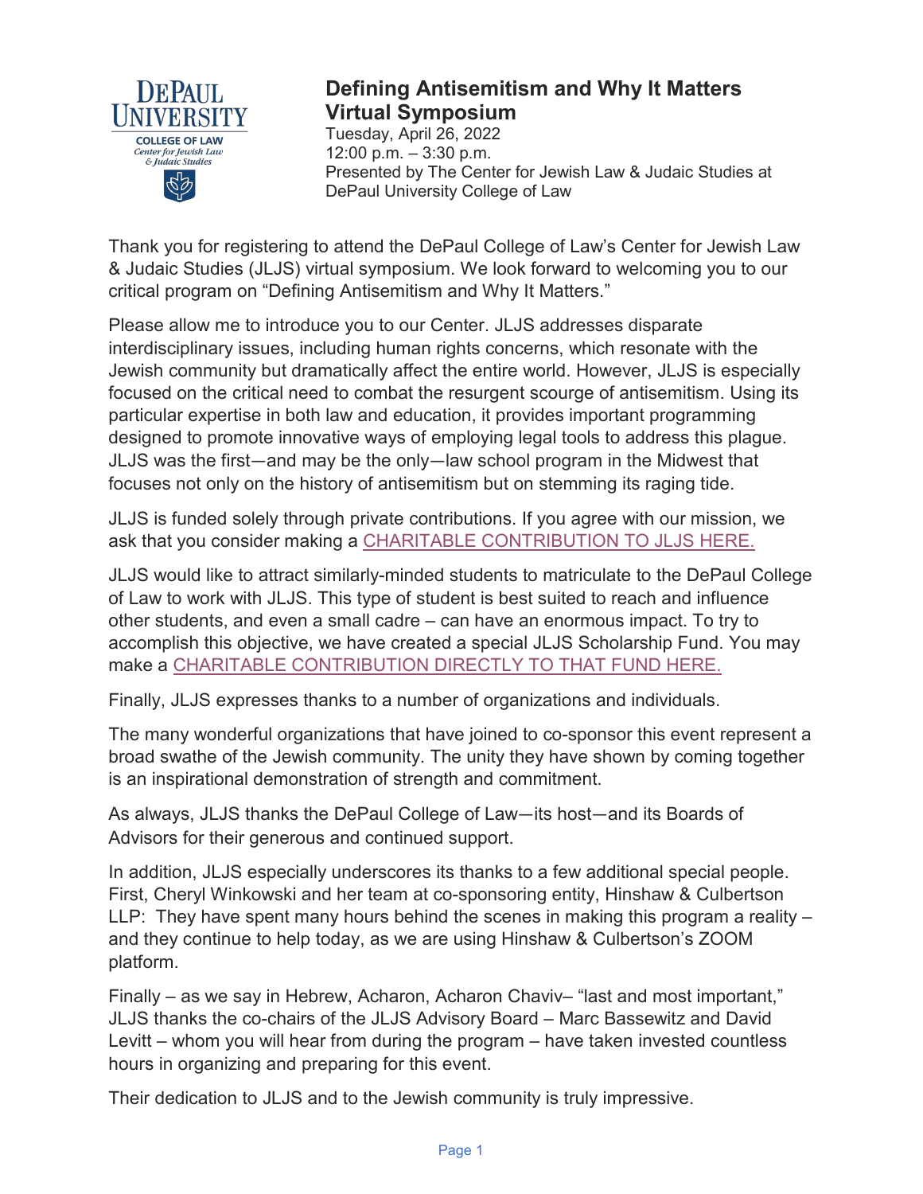DePaul University
College of Law
Center for Jewish Law & Judaic Studies

# Defining Antisemitism and Why It Matters Virtual Symposium

Tuesday, April 26, 2022
12:00 p.m. – 3:30 p.m.
Presented by The Center for Jewish Law & Judaic Studies at DePaul University College of Law

Thank you for registering to attend the DePaul College of Law's Center for Jewish Law & Judaic Studies (JLJS) virtual symposium. We look forward to welcoming you to our critical program on "Defining Antisemitism and Why It Matters."

Please allow me to introduce you to our Center. JLJS addresses disparate interdisciplinary issues, including human rights concerns, which resonate with the Jewish community but dramatically affect the entire world. However, JLJS is especially focused on the critical need to combat the resurgent scourge of antisemitism. Using its particular expertise in both law and education, it provides important programming designed to promote innovative ways of employing legal tools to address this plague. JLJS was the first—and may be the only—law school program in the Midwest that focuses not only on the history of antisemitism but on stemming its raging tide.

JLJS is funded solely through private contributions. If you agree with our mission, we ask that you consider making a CHARITABLE CONTRIBUTION TO JLJS HERE.

JLJS would like to attract similarly-minded students to matriculate to the DePaul College of Law to work with JLJS. This type of student is best suited to reach and influence other students, and even a small cadre – can have an enormous impact. To try to accomplish this objective, we have created a special JLJS Scholarship Fund. You may make a CHARITABLE CONTRIBUTION DIRECTLY TO THAT FUND HERE.

Finally, JLJS expresses thanks to a number of organizations and individuals.

The many wonderful organizations that have joined to co-sponsor this event represent a broad swathe of the Jewish community. The unity they have shown by coming together is an inspirational demonstration of strength and commitment.

As always, JLJS thanks the DePaul College of Law—its host—and its Boards of Advisors for their generous and continued support.

In addition, JLJS especially underscores its thanks to a few additional special people. First, Cheryl Winkowski and her team at co-sponsoring entity, Hinshaw & Culbertson LLP: They have spent many hours behind the scenes in making this program a reality – and they continue to help today, as we are using Hinshaw & Culbertson's ZOOM platform.

Finally – as we say in Hebrew, Acharon, Acharon Chaviv– "last and most important," JLJS thanks the co-chairs of the JLJS Advisory Board – Marc Bassewitz and David Levitt – whom you will hear from during the program – have taken invested countless hours in organizing and preparing for this event.

Their dedication to JLJS and to the Jewish community is truly impressive.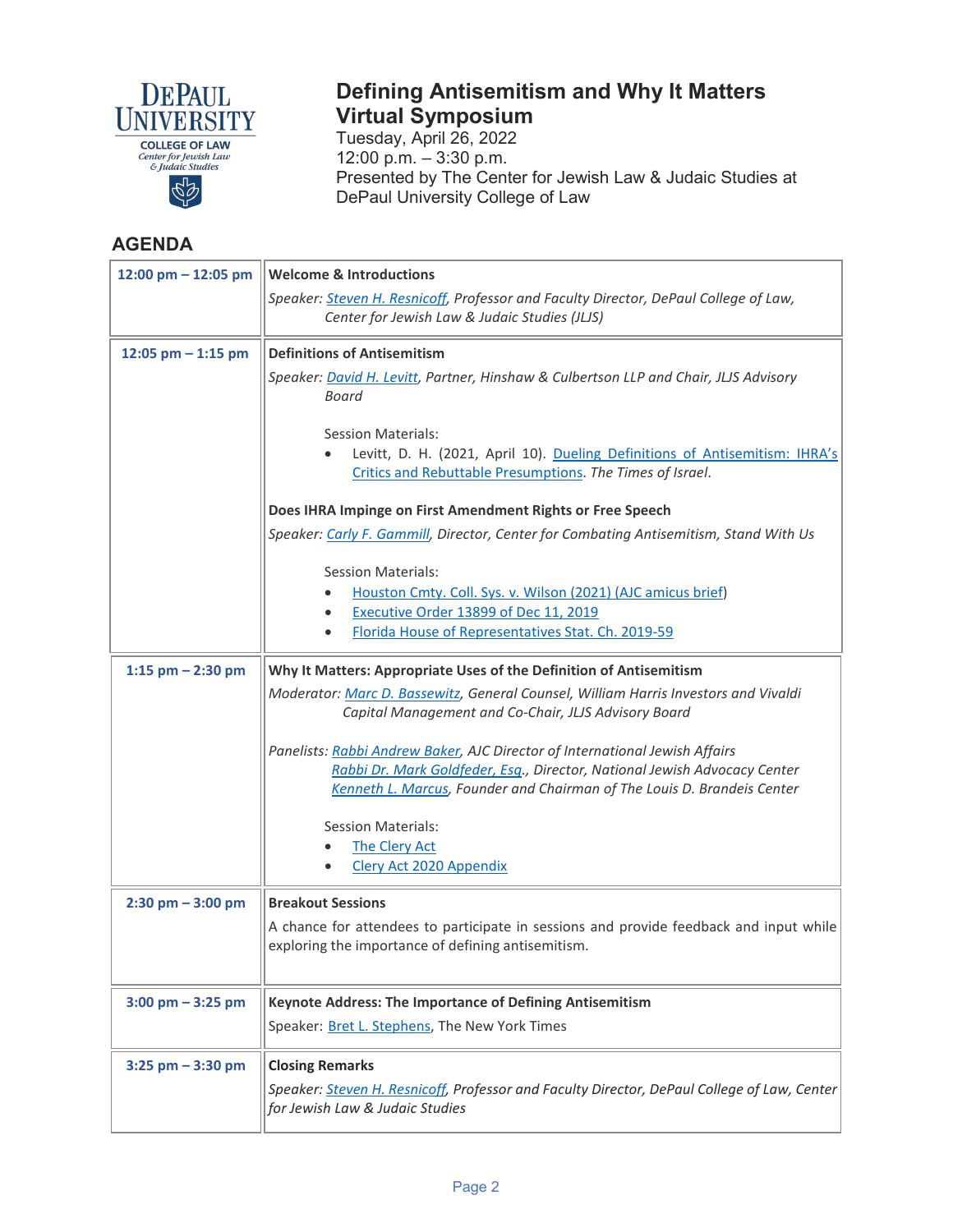# Defining Antisemitism and Why It Matters Virtual Symposium

Tuesday, April 26, 2022
12:00 p.m. – 3:30 p.m.
Presented by The Center for Jewish Law & Judaic Studies at DePaul University College of Law

DePaul University College of Law
Center for Jewish Law & Judaic Studies

## AGENDA

| | |
|---|---|
| **12:00 pm – 12:05 pm** | **Welcome & Introductions**<br>*Speaker: Steven H. Resnicoff, Professor and Faculty Director, DePaul College of Law, Center for Jewish Law & Judaic Studies (JLJS)* |
| **12:05 pm – 1:15 pm** | **Definitions of Antisemitism**<br>*Speaker: David H. Levitt, Partner, Hinshaw & Culbertson LLP and Chair, JLJS Advisory Board*<br><br>Session Materials:<br>• Levitt, D. H. (2021, April 10). Dueling Definitions of Antisemitism: IHRA's Critics and Rebuttable Presumptions. *The Times of Israel.*<br><br>**Does IHRA Impinge on First Amendment Rights or Free Speech**<br>*Speaker: Carly F. Gammill, Director, Center for Combating Antisemitism, Stand With Us*<br><br>Session Materials:<br>• Houston Cmty. Coll. Sys. v. Wilson (2021) (AJC amicus brief)<br>• Executive Order 13899 of Dec 11, 2019<br>• Florida House of Representatives Stat. Ch. 2019-59 |
| **1:15 pm – 2:30 pm** | **Why It Matters: Appropriate Uses of the Definition of Antisemitism**<br>*Moderator: Marc D. Bassewitz, General Counsel, William Harris Investors and Vivaldi Capital Management and Co-Chair, JLJS Advisory Board*<br><br>*Panelists: Rabbi Andrew Baker, AJC Director of International Jewish Affairs*<br>*Rabbi Dr. Mark Goldfeder, Esq., Director, National Jewish Advocacy Center*<br>*Kenneth L. Marcus, Founder and Chairman of The Louis D. Brandeis Center*<br><br>Session Materials:<br>• The Clery Act<br>• Clery Act 2020 Appendix |
| **2:30 pm – 3:00 pm** | **Breakout Sessions**<br>A chance for attendees to participate in sessions and provide feedback and input while exploring the importance of defining antisemitism. |
| **3:00 pm – 3:25 pm** | **Keynote Address: The Importance of Defining Antisemitism**<br>Speaker: Bret L. Stephens, The New York Times |
| **3:25 pm – 3:30 pm** | **Closing Remarks**<br>*Speaker: Steven H. Resnicoff, Professor and Faculty Director, DePaul College of Law, Center for Jewish Law & Judaic Studies* |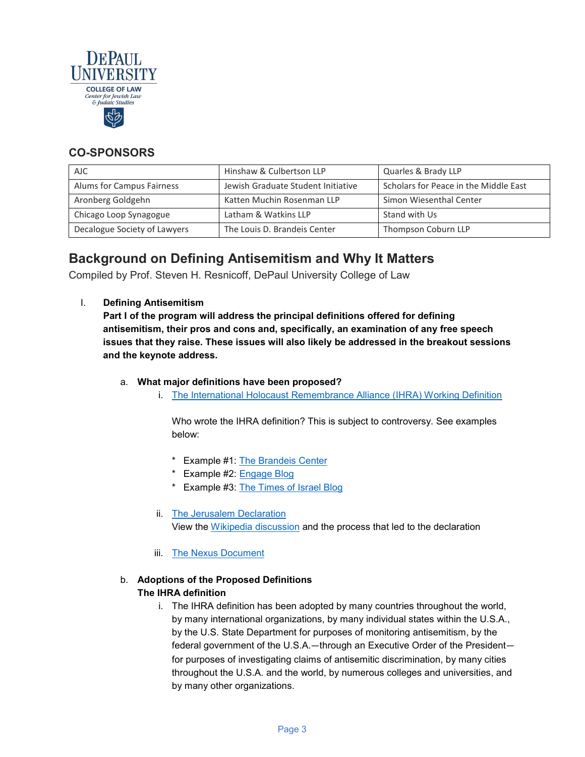DePaul University College of Law Center for Jewish Law & Judaic Studies

## CO-SPONSORS

| | | |
|---|---|---|
| AJC | Hinshaw & Culbertson LLP | Quarles & Brady LLP |
| Alums for Campus Fairness | Jewish Graduate Student Initiative | Scholars for Peace in the Middle East |
| Aronberg Goldgehn | Katten Muchin Rosenman LLP | Simon Wiesenthal Center |
| Chicago Loop Synagogue | Latham & Watkins LLP | Stand with Us |
| Decalogue Society of Lawyers | The Louis D. Brandeis Center | Thompson Coburn LLP |

# Background on Defining Antisemitism and Why It Matters

Compiled by Prof. Steven H. Resnicoff, DePaul University College of Law

I. **Defining Antisemitism**
**Part I of the program will address the principal definitions offered for defining antisemitism, their pros and cons and, specifically, an examination of any free speech issues that they raise. These issues will also likely be addressed in the breakout sessions and the keynote address.**

a. **What major definitions have been proposed?**

i. The International Holocaust Remembrance Alliance (IHRA) Working Definition

Who wrote the IHRA definition? This is subject to controversy. See examples below:

* Example #1: The Brandeis Center
* Example #2: Engage Blog
* Example #3: The Times of Israel Blog

ii. The Jerusalem Declaration
View the Wikipedia discussion and the process that led to the declaration

iii. The Nexus Document

b. **Adoptions of the Proposed Definitions**
**The IHRA definition**

i. The IHRA definition has been adopted by many countries throughout the world, by many international organizations, by many individual states within the U.S.A., by the U.S. State Department for purposes of monitoring antisemitism, by the federal government of the U.S.A.—through an Executive Order of the President—for purposes of investigating claims of antisemitic discrimination, by many cities throughout the U.S.A. and the world, by numerous colleges and universities, and by many other organizations.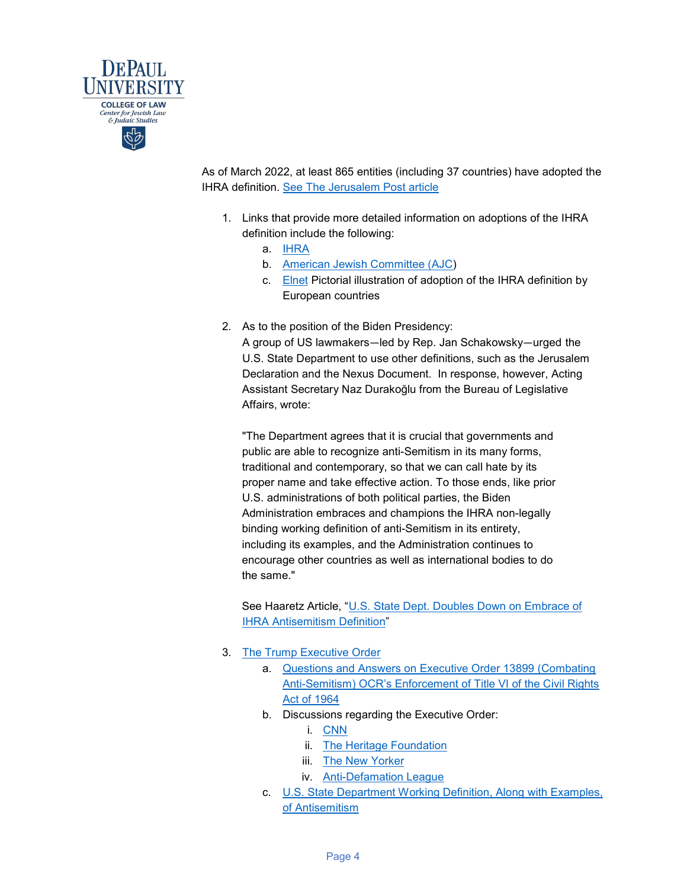As of March 2022, at least 865 entities (including 37 countries) have adopted the IHRA definition. See The Jerusalem Post article

1. Links that provide more detailed information on adoptions of the IHRA definition include the following:
   a. IHRA
   b. American Jewish Committee (AJC)
   c. Elnet Pictorial illustration of adoption of the IHRA definition by European countries

2. As to the position of the Biden Presidency:
   A group of US lawmakers—led by Rep. Jan Schakowsky—urged the U.S. State Department to use other definitions, such as the Jerusalem Declaration and the Nexus Document. In response, however, Acting Assistant Secretary Naz Durakoğlu from the Bureau of Legislative Affairs, wrote:

   "The Department agrees that it is crucial that governments and public are able to recognize anti-Semitism in its many forms, traditional and contemporary, so that we can call hate by its proper name and take effective action. To those ends, like prior U.S. administrations of both political parties, the Biden Administration embraces and champions the IHRA non-legally binding working definition of anti-Semitism in its entirety, including its examples, and the Administration continues to encourage other countries as well as international bodies to do the same."

   See Haaretz Article, "U.S. State Dept. Doubles Down on Embrace of IHRA Antisemitism Definition"

3. The Trump Executive Order
   a. Questions and Answers on Executive Order 13899 (Combating Anti-Semitism) OCR's Enforcement of Title VI of the Civil Rights Act of 1964
   b. Discussions regarding the Executive Order:
      i. CNN
      ii. The Heritage Foundation
      iii. The New Yorker
      iv. Anti-Defamation League
   c. U.S. State Department Working Definition, Along with Examples, of Antisemitism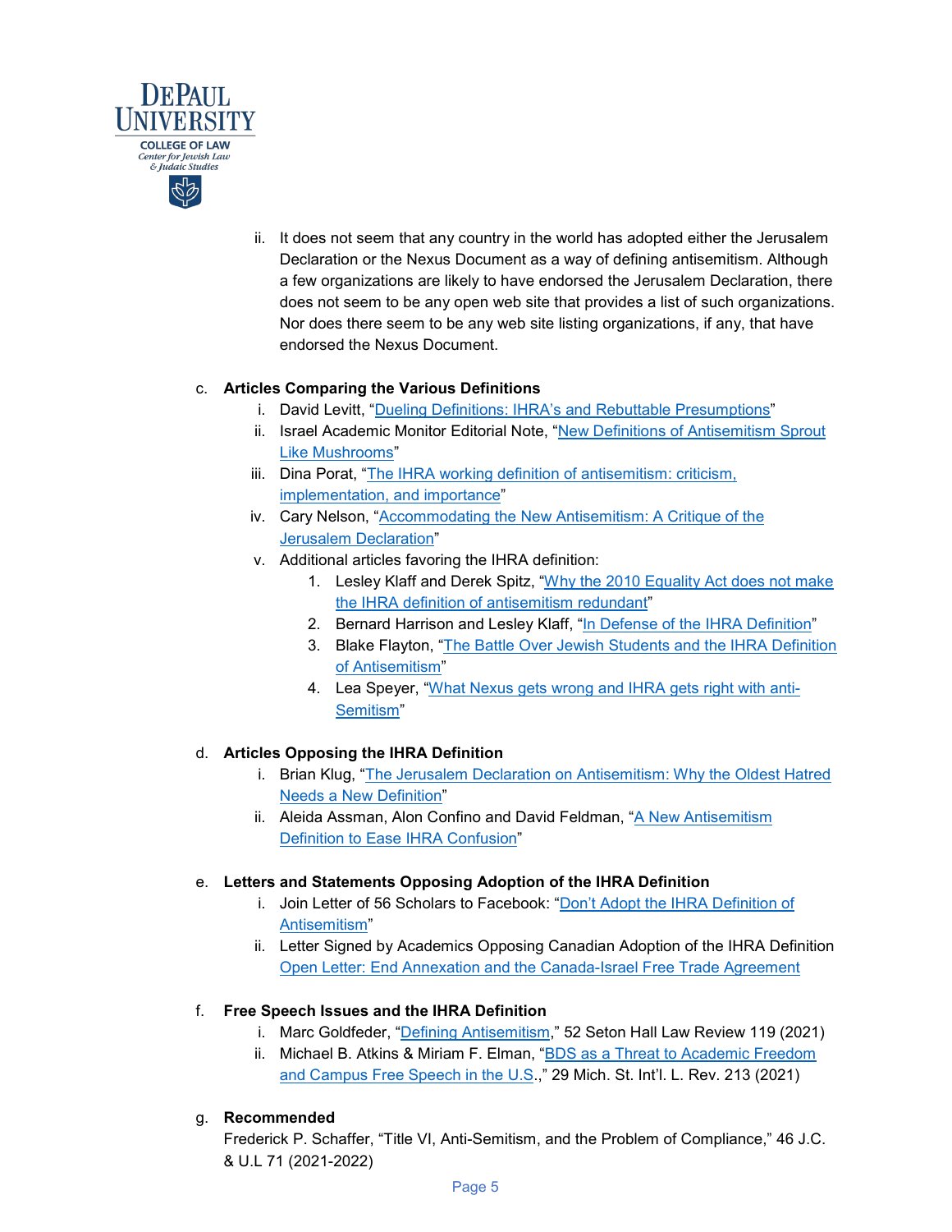ii. It does not seem that any country in the world has adopted either the Jerusalem Declaration or the Nexus Document as a way of defining antisemitism. Although a few organizations are likely to have endorsed the Jerusalem Declaration, there does not seem to be any open web site that provides a list of such organizations. Nor does there seem to be any web site listing organizations, if any, that have endorsed the Nexus Document.

c. **Articles Comparing the Various Definitions**

   i. David Levitt, "Dueling Definitions: IHRA's and Rebuttable Presumptions"

   ii. Israel Academic Monitor Editorial Note, "New Definitions of Antisemitism Sprout Like Mushrooms"

   iii. Dina Porat, "The IHRA working definition of antisemitism: criticism, implementation, and importance"

   iv. Cary Nelson, "Accommodating the New Antisemitism: A Critique of the Jerusalem Declaration"

   v. Additional articles favoring the IHRA definition:

      1. Lesley Klaff and Derek Spitz, "Why the 2010 Equality Act does not make the IHRA definition of antisemitism redundant"
      2. Bernard Harrison and Lesley Klaff, "In Defense of the IHRA Definition"
      3. Blake Flayton, "The Battle Over Jewish Students and the IHRA Definition of Antisemitism"
      4. Lea Speyer, "What Nexus gets wrong and IHRA gets right with anti-Semitism"

d. **Articles Opposing the IHRA Definition**

   i. Brian Klug, "The Jerusalem Declaration on Antisemitism: Why the Oldest Hatred Needs a New Definition"

   ii. Aleida Assman, Alon Confino and David Feldman, "A New Antisemitism Definition to Ease IHRA Confusion"

e. **Letters and Statements Opposing Adoption of the IHRA Definition**

   i. Join Letter of 56 Scholars to Facebook: "Don't Adopt the IHRA Definition of Antisemitism"

   ii. Letter Signed by Academics Opposing Canadian Adoption of the IHRA Definition Open Letter: End Annexation and the Canada-Israel Free Trade Agreement

f. **Free Speech Issues and the IHRA Definition**

   i. Marc Goldfeder, "Defining Antisemitism," 52 Seton Hall Law Review 119 (2021)

   ii. Michael B. Atkins & Miriam F. Elman, "BDS as a Threat to Academic Freedom and Campus Free Speech in the U.S.," 29 Mich. St. Int'l. L. Rev. 213 (2021)

g. **Recommended**

   Frederick P. Schaffer, "Title VI, Anti-Semitism, and the Problem of Compliance," 46 J.C. & U.L 71 (2021-2022)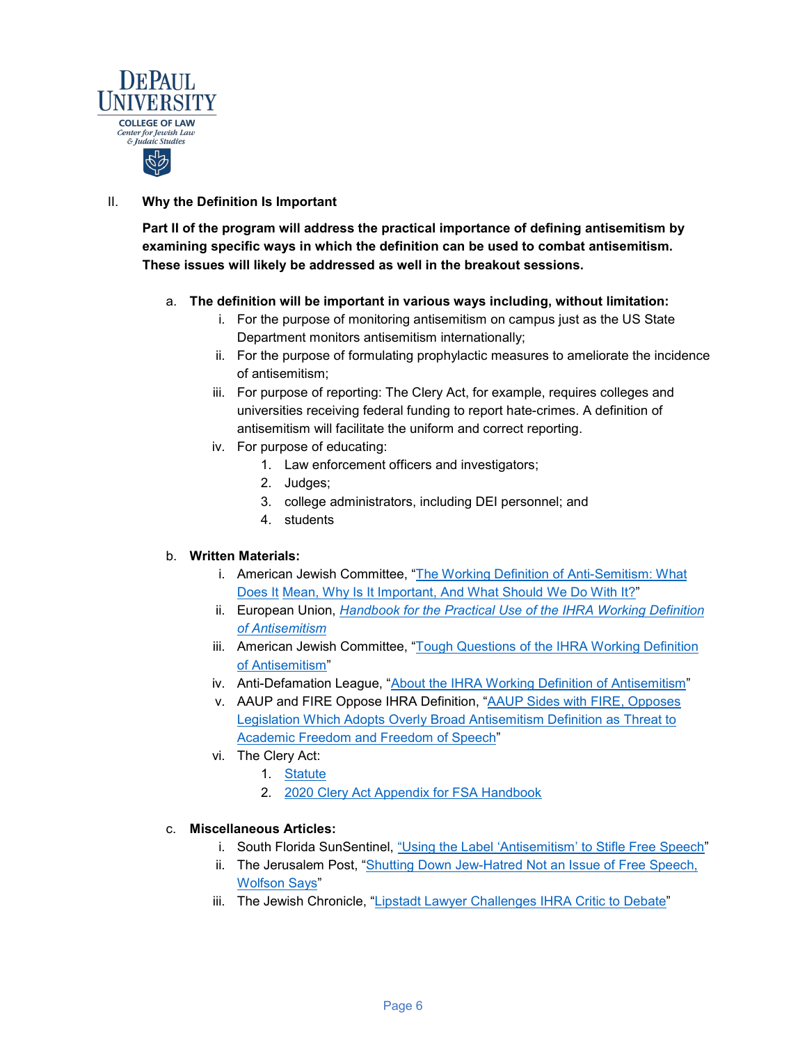## II. Why the Definition Is Important

**Part II of the program will address the practical importance of defining antisemitism by examining specific ways in which the definition can be used to combat antisemitism. These issues will likely be addressed as well in the breakout sessions.**

a. **The definition will be important in various ways including, without limitation:**
   i. For the purpose of monitoring antisemitism on campus just as the US State Department monitors antisemitism internationally;
   ii. For the purpose of formulating prophylactic measures to ameliorate the incidence of antisemitism;
   iii. For purpose of reporting: The Clery Act, for example, requires colleges and universities receiving federal funding to report hate-crimes. A definition of antisemitism will facilitate the uniform and correct reporting.
   iv. For purpose of educating:
      1. Law enforcement officers and investigators;
      2. Judges;
      3. college administrators, including DEI personnel; and
      4. students

b. **Written Materials:**
   i. American Jewish Committee, "The Working Definition of Anti-Semitism: What Does It Mean, Why Is It Important, And What Should We Do With It?"
   ii. European Union, *Handbook for the Practical Use of the IHRA Working Definition of Antisemitism*
   iii. American Jewish Committee, "Tough Questions of the IHRA Working Definition of Antisemitism"
   iv. Anti-Defamation League, "About the IHRA Working Definition of Antisemitism"
   v. AAUP and FIRE Oppose IHRA Definition, "AAUP Sides with FIRE, Opposes Legislation Which Adopts Overly Broad Antisemitism Definition as Threat to Academic Freedom and Freedom of Speech"
   vi. The Clery Act:
      1. Statute
      2. 2020 Clery Act Appendix for FSA Handbook

c. **Miscellaneous Articles:**
   i. South Florida SunSentinel, "Using the Label 'Antisemitism' to Stifle Free Speech"
   ii. The Jerusalem Post, "Shutting Down Jew-Hatred Not an Issue of Free Speech, Wolfson Says"
   iii. The Jewish Chronicle, "Lipstadt Lawyer Challenges IHRA Critic to Debate"